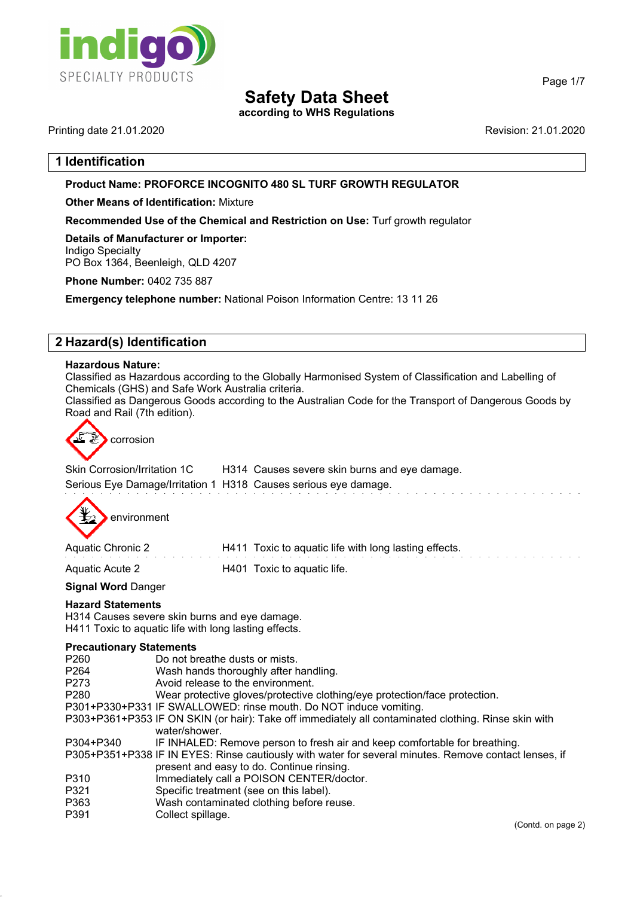# Safety Data Sheet

**according to WHS Regulations**

Printing date 21.01.2020 Revision: 21.01.2020

## 1 Identification

**Product Name: PROFORCE INCOGNITO 480 SL TURF GROWTH REGULATOR**

**Other Means of Identification:** Mixture

**Recommended Use of the Chemical and Restriction on Use:** Turf growth regulator

**Details of Manufacturer or Importer:**
Indigo Specialty
PO Box 1364, Beenleigh, QLD 4207

**Phone Number:** 0402 735 887

**Emergency telephone number:** National Poison Information Centre: 13 11 26

## 2 Hazard(s) Identification

**Hazardous Nature:**
Classified as Hazardous according to the Globally Harmonised System of Classification and Labelling of Chemicals (GHS) and Safe Work Australia criteria.
Classified as Dangerous Goods according to the Australian Code for the Transport of Dangerous Goods by Road and Rail (7th edition).

corrosion

Skin Corrosion/Irritation 1C H314 Causes severe skin burns and eye damage.
Serious Eye Damage/Irritation 1 H318 Causes serious eye damage.

environment

Aquatic Chronic 2 H411 Toxic to aquatic life with long lasting effects.

Aquatic Acute 2 H401 Toxic to aquatic life.

**Signal Word** Danger

**Hazard Statements**
H314 Causes severe skin burns and eye damage.
H411 Toxic to aquatic life with long lasting effects.

**Precautionary Statements**

| | |
|---|---|
| P260 | Do not breathe dusts or mists. |
| P264 | Wash hands thoroughly after handling. |
| P273 | Avoid release to the environment. |
| P280 | Wear protective gloves/protective clothing/eye protection/face protection. |
| P301+P330+P331 | IF SWALLOWED: rinse mouth. Do NOT induce vomiting. |
| P303+P361+P353 | IF ON SKIN (or hair): Take off immediately all contaminated clothing. Rinse skin with water/shower. |
| P304+P340 | IF INHALED: Remove person to fresh air and keep comfortable for breathing. |
| P305+P351+P338 | IF IN EYES: Rinse cautiously with water for several minutes. Remove contact lenses, if present and easy to do. Continue rinsing. |
| P310 | Immediately call a POISON CENTER/doctor. |
| P321 | Specific treatment (see on this label). |
| P363 | Wash contaminated clothing before reuse. |
| P391 | Collect spillage. |

(Contd. on page 2)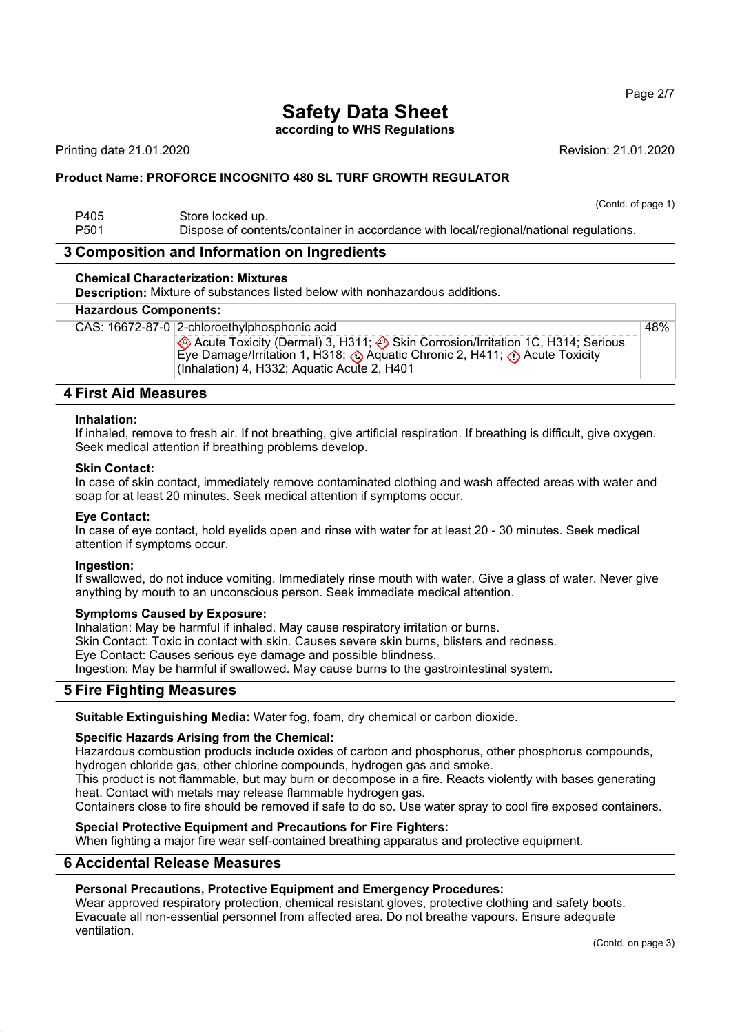**Safety Data Sheet**
**according to WHS Regulations**

Printing date 21.01.2020 Revision: 21.01.2020

**Product Name: PROFORCE INCOGNITO 480 SL TURF GROWTH REGULATOR**

(Contd. of page 1)

| | |
|---|---|
| P405 | Store locked up. |
| P501 | Dispose of contents/container in accordance with local/regional/national regulations. |

## 3 Composition and Information on Ingredients

**Chemical Characterization: Mixtures**
**Description:** Mixture of substances listed below with nonhazardous additions.

| Hazardous Components: | | |
|---|---|---|
| CAS: 16672-87-0 | 2-chloroethylphosphonic acid<br>Acute Toxicity (Dermal) 3, H311; Skin Corrosion/Irritation 1C, H314; Serious Eye Damage/Irritation 1, H318; Aquatic Chronic 2, H411; Acute Toxicity (Inhalation) 4, H332; Aquatic Acute 2, H401 | 48% |

## 4 First Aid Measures

**Inhalation:**
If inhaled, remove to fresh air. If not breathing, give artificial respiration. If breathing is difficult, give oxygen. Seek medical attention if breathing problems develop.

**Skin Contact:**
In case of skin contact, immediately remove contaminated clothing and wash affected areas with water and soap for at least 20 minutes. Seek medical attention if symptoms occur.

**Eye Contact:**
In case of eye contact, hold eyelids open and rinse with water for at least 20 - 30 minutes. Seek medical attention if symptoms occur.

**Ingestion:**
If swallowed, do not induce vomiting. Immediately rinse mouth with water. Give a glass of water. Never give anything by mouth to an unconscious person. Seek immediate medical attention.

**Symptoms Caused by Exposure:**
Inhalation: May be harmful if inhaled. May cause respiratory irritation or burns.
Skin Contact: Toxic in contact with skin. Causes severe skin burns, blisters and redness.
Eye Contact: Causes serious eye damage and possible blindness.
Ingestion: May be harmful if swallowed. May cause burns to the gastrointestinal system.

## 5 Fire Fighting Measures

**Suitable Extinguishing Media:** Water fog, foam, dry chemical or carbon dioxide.

**Specific Hazards Arising from the Chemical:**
Hazardous combustion products include oxides of carbon and phosphorus, other phosphorus compounds, hydrogen chloride gas, other chlorine compounds, hydrogen gas and smoke.
This product is not flammable, but may burn or decompose in a fire. Reacts violently with bases generating heat. Contact with metals may release flammable hydrogen gas.
Containers close to fire should be removed if safe to do so. Use water spray to cool fire exposed containers.

**Special Protective Equipment and Precautions for Fire Fighters:**
When fighting a major fire wear self-contained breathing apparatus and protective equipment.

## 6 Accidental Release Measures

**Personal Precautions, Protective Equipment and Emergency Procedures:**
Wear approved respiratory protection, chemical resistant gloves, protective clothing and safety boots. Evacuate all non-essential personnel from affected area. Do not breathe vapours. Ensure adequate ventilation.

(Contd. on page 3)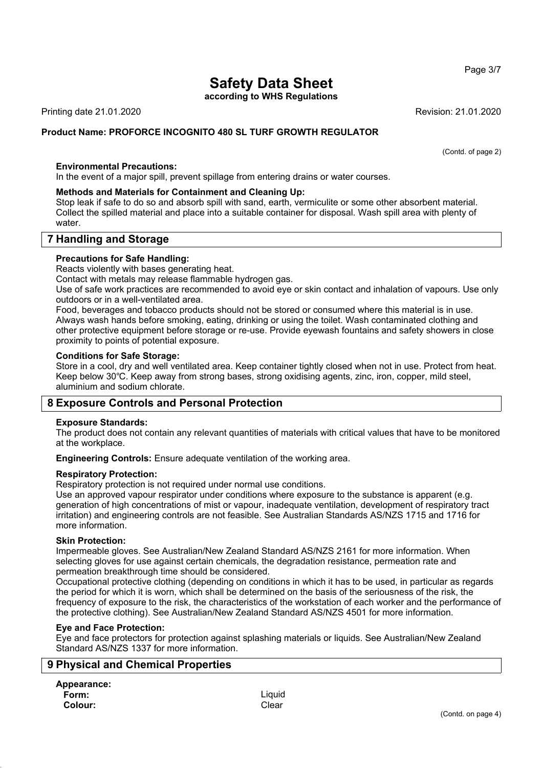(Contd. of page 2)

**Environmental Precautions:**
In the event of a major spill, prevent spillage from entering drains or water courses.

**Methods and Materials for Containment and Cleaning Up:**
Stop leak if safe to do so and absorb spill with sand, earth, vermiculite or some other absorbent material. Collect the spilled material and place into a suitable container for disposal. Wash spill area with plenty of water.

## 7 Handling and Storage

**Precautions for Safe Handling:**
Reacts violently with bases generating heat.
Contact with metals may release flammable hydrogen gas.
Use of safe work practices are recommended to avoid eye or skin contact and inhalation of vapours. Use only outdoors or in a well-ventilated area.
Food, beverages and tobacco products should not be stored or consumed where this material is in use. Always wash hands before smoking, eating, drinking or using the toilet. Wash contaminated clothing and other protective equipment before storage or re-use. Provide eyewash fountains and safety showers in close proximity to points of potential exposure.

**Conditions for Safe Storage:**
Store in a cool, dry and well ventilated area. Keep container tightly closed when not in use. Protect from heat. Keep below 30℃. Keep away from strong bases, strong oxidising agents, zinc, iron, copper, mild steel, aluminium and sodium chlorate.

## 8 Exposure Controls and Personal Protection

**Exposure Standards:**
The product does not contain any relevant quantities of materials with critical values that have to be monitored at the workplace.

**Engineering Controls:** Ensure adequate ventilation of the working area.

**Respiratory Protection:**
Respiratory protection is not required under normal use conditions.
Use an approved vapour respirator under conditions where exposure to the substance is apparent (e.g. generation of high concentrations of mist or vapour, inadequate ventilation, development of respiratory tract irritation) and engineering controls are not feasible. See Australian Standards AS/NZS 1715 and 1716 for more information.

**Skin Protection:**
Impermeable gloves. See Australian/New Zealand Standard AS/NZS 2161 for more information. When selecting gloves for use against certain chemicals, the degradation resistance, permeation rate and permeation breakthrough time should be considered.
Occupational protective clothing (depending on conditions in which it has to be used, in particular as regards the period for which it is worn, which shall be determined on the basis of the seriousness of the risk, the frequency of exposure to the risk, the characteristics of the workstation of each worker and the performance of the protective clothing). See Australian/New Zealand Standard AS/NZS 4501 for more information.

**Eye and Face Protection:**
Eye and face protectors for protection against splashing materials or liquids. See Australian/New Zealand Standard AS/NZS 1337 for more information.

## 9 Physical and Chemical Properties

**Appearance:**

| | |
|---|---|
| **Form:** | Liquid |
| **Colour:** | Clear |

(Contd. on page 4)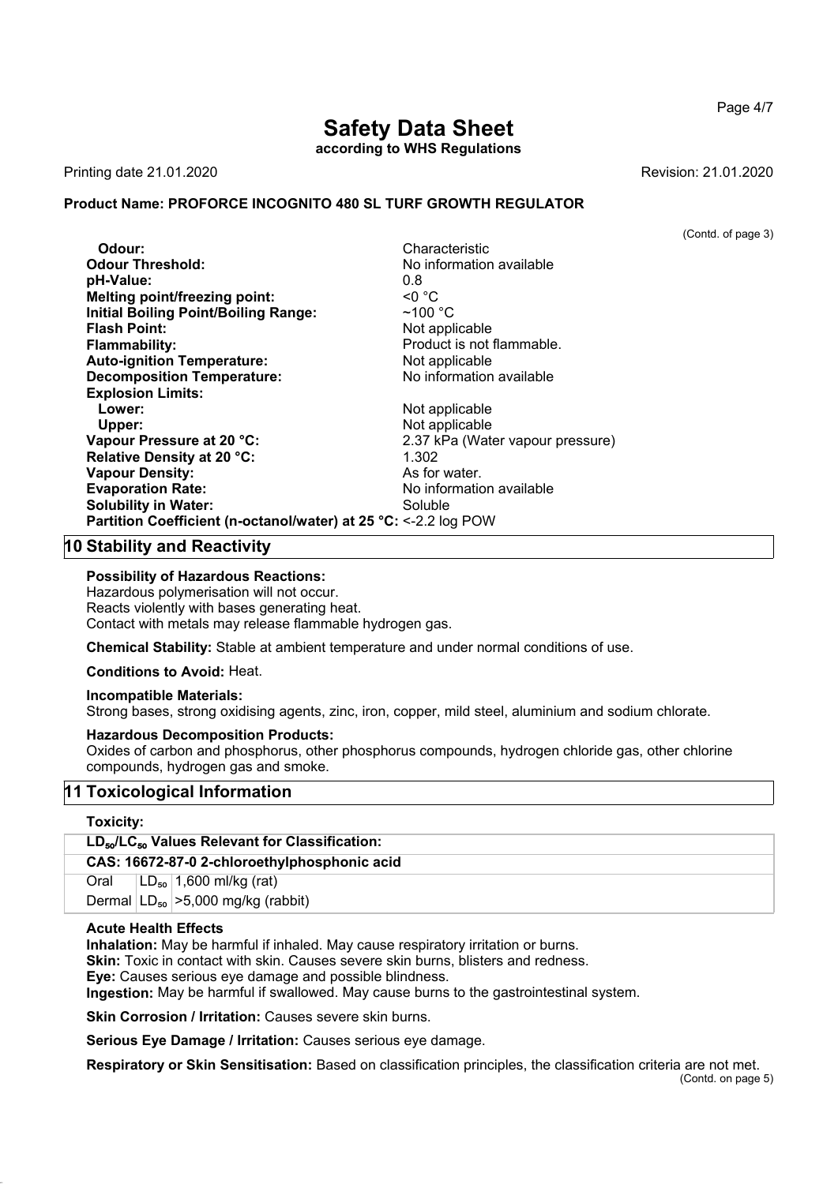# Safety Data Sheet

**according to WHS Regulations**

Printing date 21.01.2020 Revision: 21.01.2020

**Product Name: PROFORCE INCOGNITO 480 SL TURF GROWTH REGULATOR**

(Contd. of page 3)

| | |
|---|---|
| **Odour:** | Characteristic |
| **Odour Threshold:** | No information available |
| **pH-Value:** | 0.8 |
| **Melting point/freezing point:** | <0 °C |
| **Initial Boiling Point/Boiling Range:** | ~100 °C |
| **Flash Point:** | Not applicable |
| **Flammability:** | Product is not flammable. |
| **Auto-ignition Temperature:** | Not applicable |
| **Decomposition Temperature:** | No information available |
| **Explosion Limits:** | |
| **Lower:** | Not applicable |
| **Upper:** | Not applicable |
| **Vapour Pressure at 20 °C:** | 2.37 kPa (Water vapour pressure) |
| **Relative Density at 20 °C:** | 1.302 |
| **Vapour Density:** | As for water. |
| **Evaporation Rate:** | No information available |
| **Solubility in Water:** | Soluble |
| **Partition Coefficient (n-octanol/water) at 25 °C:** | <-2.2 log POW |

## 10 Stability and Reactivity

**Possibility of Hazardous Reactions:**
Hazardous polymerisation will not occur.
Reacts violently with bases generating heat.
Contact with metals may release flammable hydrogen gas.

**Chemical Stability:** Stable at ambient temperature and under normal conditions of use.

**Conditions to Avoid:** Heat.

**Incompatible Materials:**
Strong bases, strong oxidising agents, zinc, iron, copper, mild steel, aluminium and sodium chlorate.

**Hazardous Decomposition Products:**
Oxides of carbon and phosphorus, other phosphorus compounds, hydrogen chloride gas, other chlorine compounds, hydrogen gas and smoke.

## 11 Toxicological Information

**Toxicity:**

| **$LD_{50}$/$LC_{50}$ Values Relevant for Classification:** | | |
|---|---|---|
| **CAS: 16672-87-0 2-chloroethylphosphonic acid** | | |
| Oral | $LD_{50}$ | 1,600 ml/kg (rat) |
| Dermal | $LD_{50}$ | >5,000 mg/kg (rabbit) |

**Acute Health Effects**

**Inhalation:** May be harmful if inhaled. May cause respiratory irritation or burns.
**Skin:** Toxic in contact with skin. Causes severe skin burns, blisters and redness.
**Eye:** Causes serious eye damage and possible blindness.
**Ingestion:** May be harmful if swallowed. May cause burns to the gastrointestinal system.

**Skin Corrosion / Irritation:** Causes severe skin burns.

**Serious Eye Damage / Irritation:** Causes serious eye damage.

**Respiratory or Skin Sensitisation:** Based on classification principles, the classification criteria are not met.

(Contd. on page 5)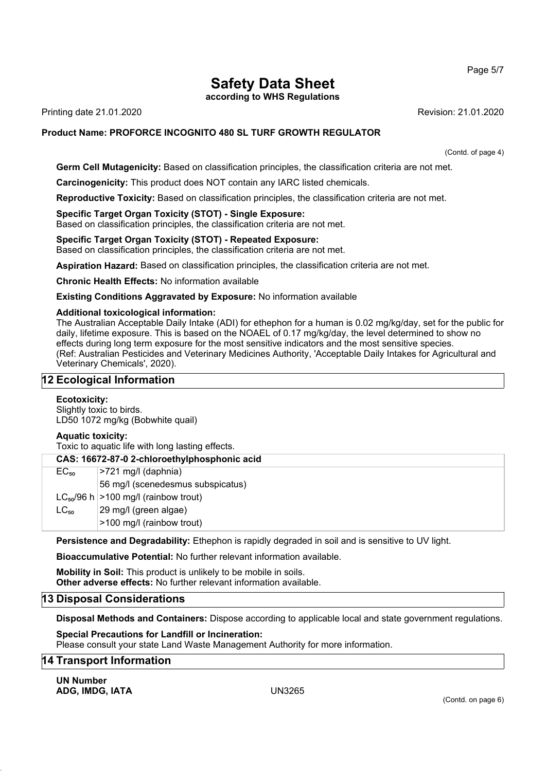# Safety Data Sheet

**according to WHS Regulations**

Printing date 21.01.2020 Revision: 21.01.2020

**Product Name: PROFORCE INCOGNITO 480 SL TURF GROWTH REGULATOR**

(Contd. of page 4)

**Germ Cell Mutagenicity:** Based on classification principles, the classification criteria are not met.

**Carcinogenicity:** This product does NOT contain any IARC listed chemicals.

**Reproductive Toxicity:** Based on classification principles, the classification criteria are not met.

**Specific Target Organ Toxicity (STOT) - Single Exposure:**
Based on classification principles, the classification criteria are not met.

**Specific Target Organ Toxicity (STOT) - Repeated Exposure:**
Based on classification principles, the classification criteria are not met.

**Aspiration Hazard:** Based on classification principles, the classification criteria are not met.

**Chronic Health Effects:** No information available

**Existing Conditions Aggravated by Exposure:** No information available

**Additional toxicological information:**
The Australian Acceptable Daily Intake (ADI) for ethephon for a human is 0.02 mg/kg/day, set for the public for daily, lifetime exposure. This is based on the NOAEL of 0.17 mg/kg/day, the level determined to show no effects during long term exposure for the most sensitive indicators and the most sensitive species.
(Ref: Australian Pesticides and Veterinary Medicines Authority, 'Acceptable Daily Intakes for Agricultural and Veterinary Chemicals', 2020).

## 12 Ecological Information

**Ecotoxicity:**
Slightly toxic to birds.
LD50 1072 mg/kg (Bobwhite quail)

**Aquatic toxicity:**
Toxic to aquatic life with long lasting effects.

| CAS: 16672-87-0 2-chloroethylphosphonic acid | |
|---|---|
| $EC_{50}$ | >721 mg/l (daphnia) |
| | 56 mg/l (scenedesmus subspicatus) |
| $LC_{50}$/96 h | >100 mg/l (rainbow trout) |
| $LC_{50}$ | 29 mg/l (green algae) |
| | >100 mg/l (rainbow trout) |

**Persistence and Degradability:** Ethephon is rapidly degraded in soil and is sensitive to UV light.

**Bioaccumulative Potential:** No further relevant information available.

**Mobility in Soil:** This product is unlikely to be mobile in soils.
**Other adverse effects:** No further relevant information available.

## 13 Disposal Considerations

**Disposal Methods and Containers:** Dispose according to applicable local and state government regulations.

**Special Precautions for Landfill or Incineration:**
Please consult your state Land Waste Management Authority for more information.

## 14 Transport Information

**UN Number**
**ADG, IMDG, IATA** UN3265

(Contd. on page 6)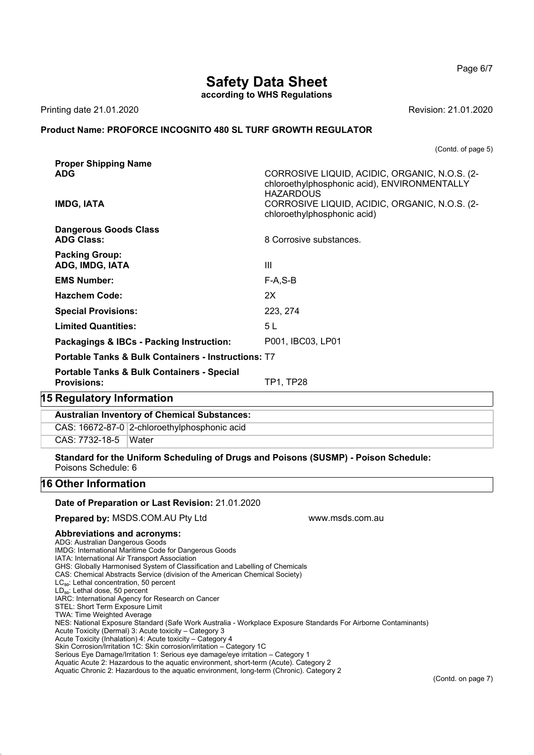# Safety Data Sheet

**according to WHS Regulations**

Printing date 21.01.2020 Revision: 21.01.2020

**Product Name: PROFORCE INCOGNITO 480 SL TURF GROWTH REGULATOR**

(Contd. of page 5)

**Proper Shipping Name**

| | |
|---|---|
| **ADG** | CORROSIVE LIQUID, ACIDIC, ORGANIC, N.O.S. (2-chloroethylphosphonic acid), ENVIRONMENTALLY HAZARDOUS |
| **IMDG, IATA** | CORROSIVE LIQUID, ACIDIC, ORGANIC, N.O.S. (2-chloroethylphosphonic acid) |

**Dangerous Goods Class**

| | |
|---|---|
| **ADG Class:** | 8 Corrosive substances. |

**Packing Group:**

| | |
|---|---|
| **ADG, IMDG, IATA** | III |
| **EMS Number:** | F-A,S-B |
| **Hazchem Code:** | 2X |
| **Special Provisions:** | 223, 274 |
| **Limited Quantities:** | 5 L |
| **Packagings & IBCs - Packing Instruction:** | P001, IBC03, LP01 |
| **Portable Tanks & Bulk Containers - Instructions:** | T7 |
| **Portable Tanks & Bulk Containers - Special Provisions:** | TP1, TP28 |

## 15 Regulatory Information

**Australian Inventory of Chemical Substances:**

| | |
|---|---|
| CAS: 16672-87-0 | 2-chloroethylphosphonic acid |
| CAS: 7732-18-5 | Water |

**Standard for the Uniform Scheduling of Drugs and Poisons (SUSMP) - Poison Schedule:**
Poisons Schedule: 6

## 16 Other Information

**Date of Preparation or Last Revision:** 21.01.2020

**Prepared by:** MSDS.COM.AU Pty Ltd www.msds.com.au

**Abbreviations and acronyms:**

ADG: Australian Dangerous Goods
IMDG: International Maritime Code for Dangerous Goods
IATA: International Air Transport Association
GHS: Globally Harmonised System of Classification and Labelling of Chemicals
CAS: Chemical Abstracts Service (division of the American Chemical Society)
$LC_{50}$: Lethal concentration, 50 percent
$LD_{50}$: Lethal dose, 50 percent
IARC: International Agency for Research on Cancer
STEL: Short Term Exposure Limit
TWA: Time Weighted Average
NES: National Exposure Standard (Safe Work Australia - Workplace Exposure Standards For Airborne Contaminants)
Acute Toxicity (Dermal) 3: Acute toxicity – Category 3
Acute Toxicity (Inhalation) 4: Acute toxicity – Category 4
Skin Corrosion/Irritation 1C: Skin corrosion/irritation – Category 1C
Serious Eye Damage/Irritation 1: Serious eye damage/eye irritation – Category 1
Aquatic Acute 2: Hazardous to the aquatic environment, short-term (Acute). Category 2
Aquatic Chronic 2: Hazardous to the aquatic environment, long-term (Chronic). Category 2

(Contd. on page 7)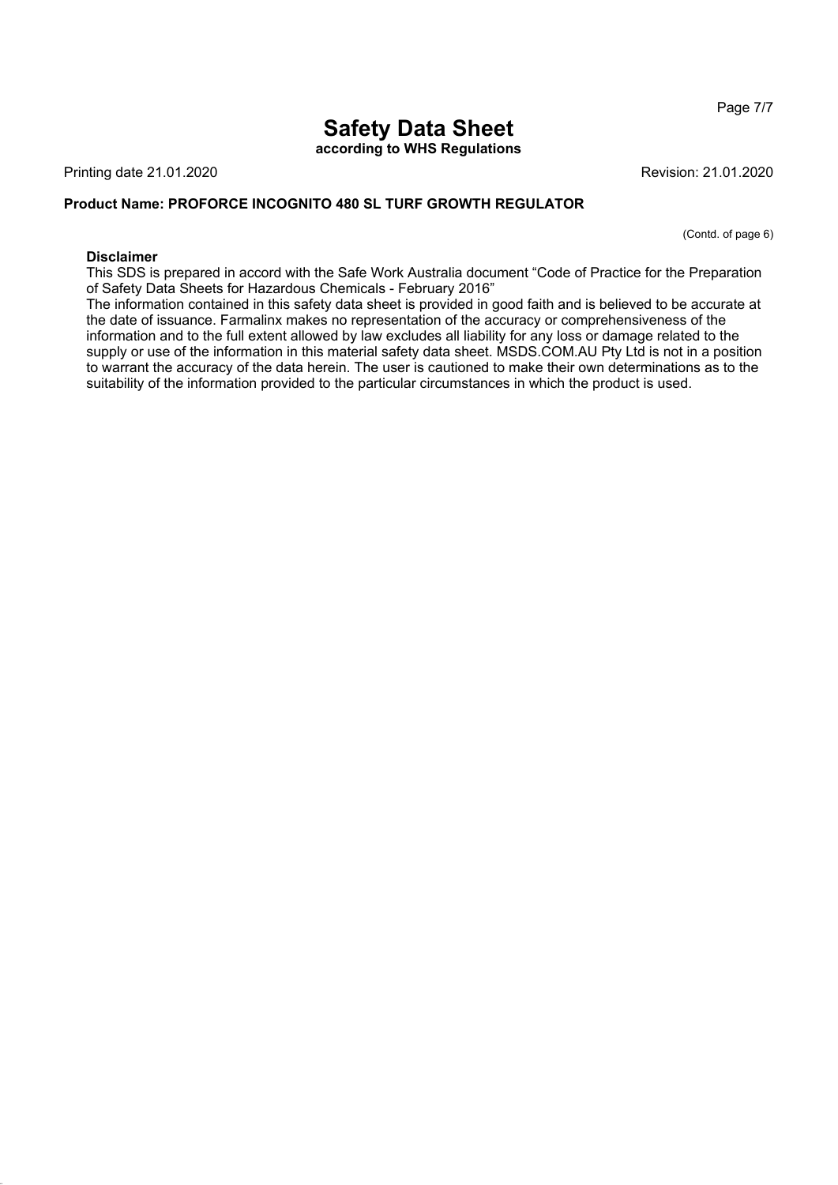(Contd. of page 6)

**Disclaimer**

This SDS is prepared in accord with the Safe Work Australia document "Code of Practice for the Preparation of Safety Data Sheets for Hazardous Chemicals - February 2016"

The information contained in this safety data sheet is provided in good faith and is believed to be accurate at the date of issuance. Farmalinx makes no representation of the accuracy or comprehensiveness of the information and to the full extent allowed by law excludes all liability for any loss or damage related to the supply or use of the information in this material safety data sheet. MSDS.COM.AU Pty Ltd is not in a position to warrant the accuracy of the data herein. The user is cautioned to make their own determinations as to the suitability of the information provided to the particular circumstances in which the product is used.